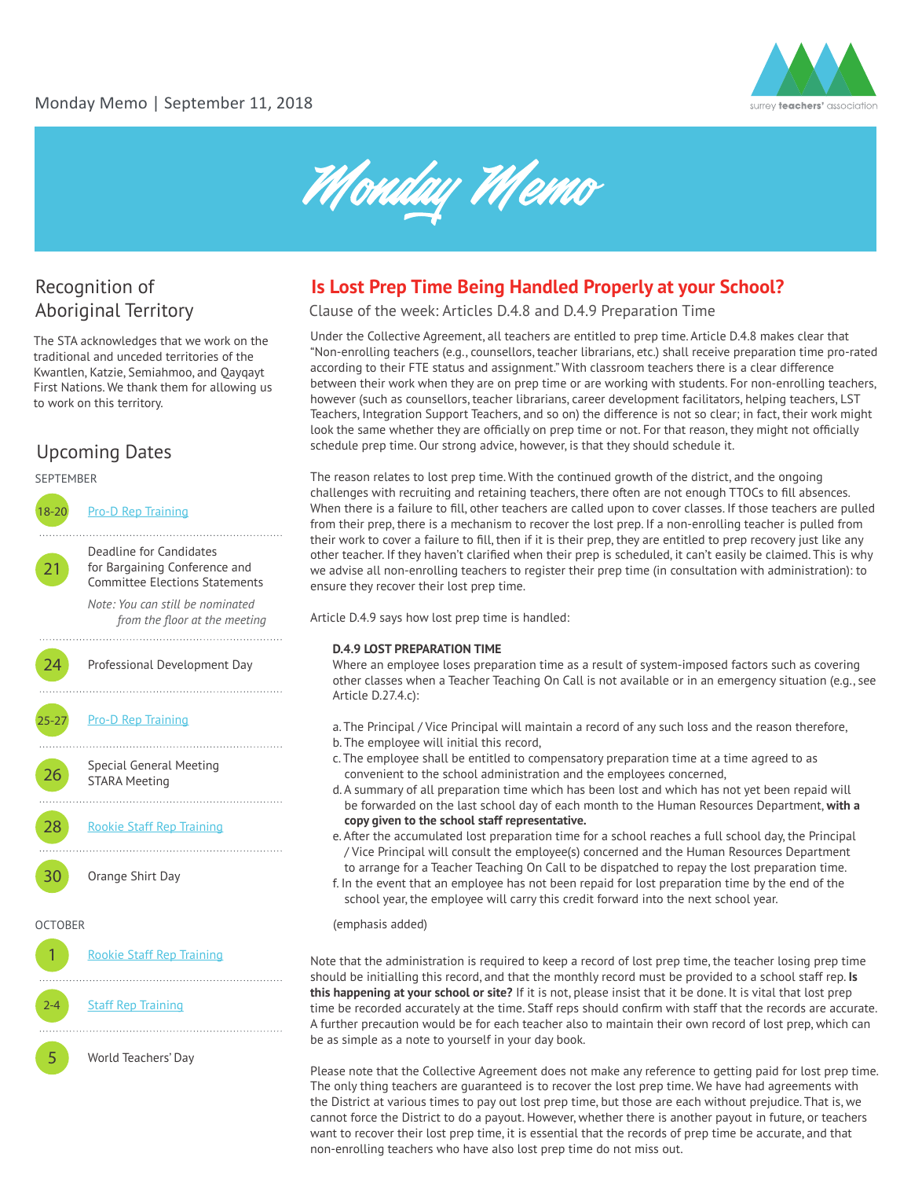Monday Memo | September 11, 2018

# Monday Memo

## Recognition of Aboriginal Territory

The STA acknowledges that we work on the traditional and unceded territories of the Kwantlen, Katzie, Semiahmoo, and Qayqayt First Nations. We thank them for allowing us to work on this territory.

## Upcoming Dates

SEPTEMBER

- **18-20** Pro-D Rep Training
- **21** Deadline for Candidates for Bargaining Conference and Committee Elections Statements
  *Note: You can still be nominated from the floor at the meeting*
- **24** Professional Development Day
- **25-27** Pro-D Rep Training
- **26** Special General Meeting
  STARA Meeting
- **28** Rookie Staff Rep Training
- **30** Orange Shirt Day

OCTOBER

- **1** Rookie Staff Rep Training
- **2-4** Staff Rep Training
- **5** World Teachers' Day

## Is Lost Prep Time Being Handled Properly at your School?

### Clause of the week: Articles D.4.8 and D.4.9 Preparation Time

Under the Collective Agreement, all teachers are entitled to prep time. Article D.4.8 makes clear that "Non-enrolling teachers (e.g., counsellors, teacher librarians, etc.) shall receive preparation time pro-rated according to their FTE status and assignment." With classroom teachers there is a clear difference between their work when they are on prep time or are working with students. For non-enrolling teachers, however (such as counsellors, teacher librarians, career development facilitators, helping teachers, LST Teachers, Integration Support Teachers, and so on) the difference is not so clear; in fact, their work might look the same whether they are officially on prep time or not. For that reason, they might not officially schedule prep time. Our strong advice, however, is that they should schedule it.

The reason relates to lost prep time. With the continued growth of the district, and the ongoing challenges with recruiting and retaining teachers, there often are not enough TTOCs to fill absences. When there is a failure to fill, other teachers are called upon to cover classes. If those teachers are pulled from their prep, there is a mechanism to recover the lost prep. If a non-enrolling teacher is pulled from their work to cover a failure to fill, then if it is their prep, they are entitled to prep recovery just like any other teacher. If they haven't clarified when their prep is scheduled, it can't easily be claimed. This is why we advise all non-enrolling teachers to register their prep time (in consultation with administration): to ensure they recover their lost prep time.

Article D.4.9 says how lost prep time is handled:

**D.4.9 LOST PREPARATION TIME**
Where an employee loses preparation time as a result of system-imposed factors such as covering other classes when a Teacher Teaching On Call is not available or in an emergency situation (e.g., see Article D.27.4.c):

a. The Principal / Vice Principal will maintain a record of any such loss and the reason therefore,
b. The employee will initial this record,
c. The employee shall be entitled to compensatory preparation time at a time agreed to as convenient to the school administration and the employees concerned,
d. A summary of all preparation time which has been lost and which has not yet been repaid will be forwarded on the last school day of each month to the Human Resources Department, **with a copy given to the school staff representative.**
e. After the accumulated lost preparation time for a school reaches a full school day, the Principal / Vice Principal will consult the employee(s) concerned and the Human Resources Department to arrange for a Teacher Teaching On Call to be dispatched to repay the lost preparation time.
f. In the event that an employee has not been repaid for lost preparation time by the end of the school year, the employee will carry this credit forward into the next school year.

(emphasis added)

Note that the administration is required to keep a record of lost prep time, the teacher losing prep time should be initialling this record, and that the monthly record must be provided to a school staff rep. **Is this happening at your school or site?** If it is not, please insist that it be done. It is vital that lost prep time be recorded accurately at the time. Staff reps should confirm with staff that the records are accurate. A further precaution would be for each teacher also to maintain their own record of lost prep, which can be as simple as a note to yourself in your day book.

Please note that the Collective Agreement does not make any reference to getting paid for lost prep time. The only thing teachers are guaranteed is to recover the lost prep time. We have had agreements with the District at various times to pay out lost prep time, but those are each without prejudice. That is, we cannot force the District to do a payout. However, whether there is another payout in future, or teachers want to recover their lost prep time, it is essential that the records of prep time be accurate, and that non-enrolling teachers who have also lost prep time do not miss out.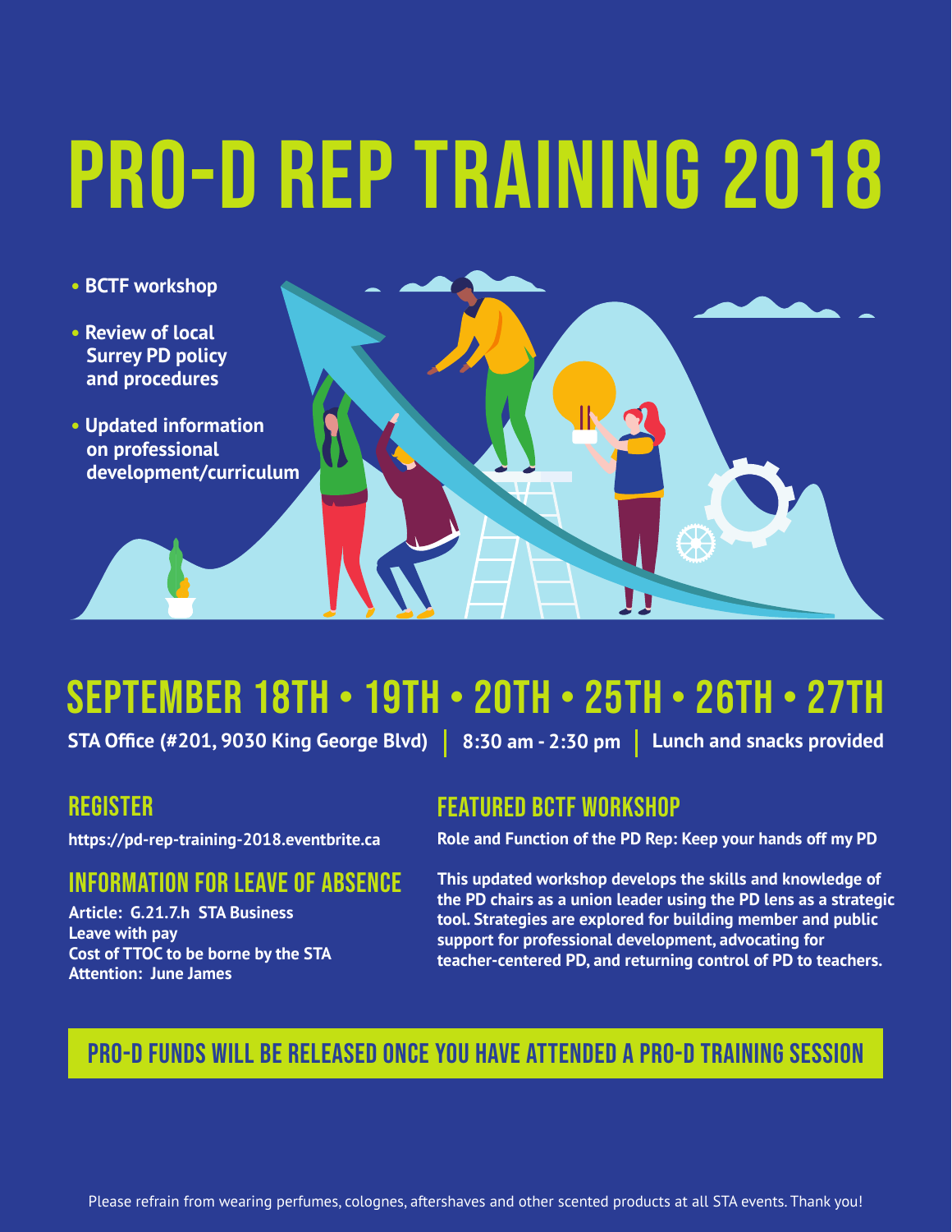# PRO-D REP TRAINING 2018

- BCTF workshop
- Review of local Surrey PD policy and procedures
- Updated information on professional development/curriculum

## SEPTEMBER 18TH • 19TH • 20TH • 25TH • 26TH • 27TH

**STA Office (#201, 9030 King George Blvd) | 8:30 am - 2:30 pm | Lunch and snacks provided**

## REGISTER

**https://pd-rep-training-2018.eventbrite.ca**

## INFORMATION FOR LEAVE OF ABSENCE

**Article: G.21.7.h STA Business**
**Leave with pay**
**Cost of TTOC to be borne by the STA**
**Attention: June James**

## FEATURED BCTF WORKSHOP

**Role and Function of the PD Rep: Keep your hands off my PD**

**This updated workshop develops the skills and knowledge of the PD chairs as a union leader using the PD lens as a strategic tool. Strategies are explored for building member and public support for professional development, advocating for teacher-centered PD, and returning control of PD to teachers.**

## PRO-D FUNDS WILL BE RELEASED ONCE YOU HAVE ATTENDED A PRO-D TRAINING SESSION

Please refrain from wearing perfumes, colognes, aftershaves and other scented products at all STA events. Thank you!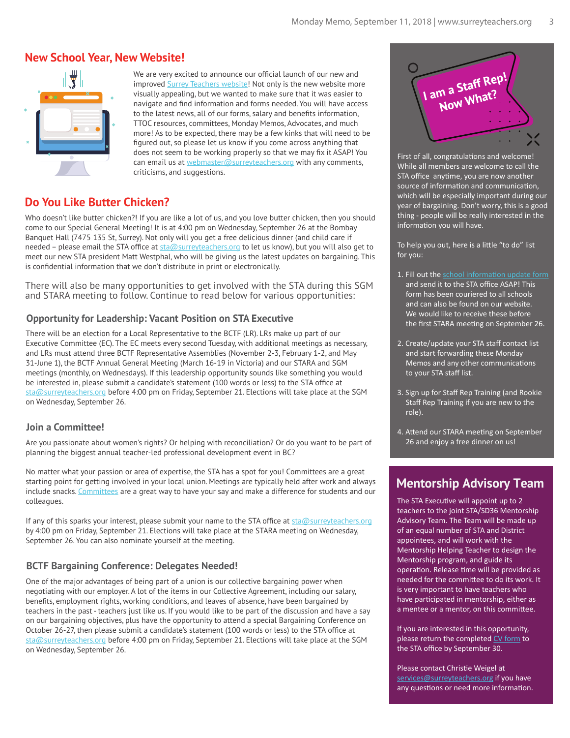## New School Year, New Website!

We are very excited to announce our official launch of our new and improved Surrey Teachers website! Not only is the new website more visually appealing, but we wanted to make sure that it was easier to navigate and find information and forms needed. You will have access to the latest news, all of our forms, salary and benefits information, TTOC resources, committees, Monday Memos, Advocates, and much more! As to be expected, there may be a few kinks that will need to be figured out, so please let us know if you come across anything that does not seem to be working properly so that we may fix it ASAP! You can email us at webmaster@surreyteachers.org with any comments, criticisms, and suggestions.

## Do You Like Butter Chicken?

Who doesn't like butter chicken?! If you are like a lot of us, and you love butter chicken, then you should come to our Special General Meeting! It is at 4:00 pm on Wednesday, September 26 at the Bombay Banquet Hall (7475 135 St, Surrey). Not only will you get a free delicious dinner (and child care if needed – please email the STA office at sta@surreyteachers.org to let us know), but you will also get to meet our new STA president Matt Westphal, who will be giving us the latest updates on bargaining. This is confidential information that we don't distribute in print or electronically.

There will also be many opportunities to get involved with the STA during this SGM and STARA meeting to follow. Continue to read below for various opportunities:

### Opportunity for Leadership: Vacant Position on STA Executive

There will be an election for a Local Representative to the BCTF (LR). LRs make up part of our Executive Committee (EC). The EC meets every second Tuesday, with additional meetings as necessary, and LRs must attend three BCTF Representative Assemblies (November 2-3, February 1-2, and May 31-June 1), the BCTF Annual General Meeting (March 16-19 in Victoria) and our STARA and SGM meetings (monthly, on Wednesdays). If this leadership opportunity sounds like something you would be interested in, please submit a candidate's statement (100 words or less) to the STA office at sta@surreyteachers.org before 4:00 pm on Friday, September 21. Elections will take place at the SGM on Wednesday, September 26.

### Join a Committee!

Are you passionate about women's rights? Or helping with reconciliation? Or do you want to be part of planning the biggest annual teacher-led professional development event in BC?

No matter what your passion or area of expertise, the STA has a spot for you! Committees are a great starting point for getting involved in your local union. Meetings are typically held after work and always include snacks. Committees are a great way to have your say and make a difference for students and our colleagues.

If any of this sparks your interest, please submit your name to the STA office at sta@surreyteachers.org by 4:00 pm on Friday, September 21. Elections will take place at the STARA meeting on Wednesday, September 26. You can also nominate yourself at the meeting.

### BCTF Bargaining Conference: Delegates Needed!

One of the major advantages of being part of a union is our collective bargaining power when negotiating with our employer. A lot of the items in our Collective Agreement, including our salary, benefits, employment rights, working conditions, and leaves of absence, have been bargained by teachers in the past - teachers just like us. If you would like to be part of the discussion and have a say on our bargaining objectives, plus have the opportunity to attend a special Bargaining Conference on October 26-27, then please submit a candidate's statement (100 words or less) to the STA office at sta@surreyteachers.org before 4:00 pm on Friday, September 21. Elections will take place at the SGM on Wednesday, September 26.

## I am a Staff Rep! Now What?

First of all, congratulations and welcome! While all members are welcome to call the STA office anytime, you are now another source of information and communication, which will be especially important during our year of bargaining. Don't worry, this is a good thing - people will be really interested in the information you will have.

To help you out, here is a little "to do" list for you:

1. Fill out the school information update form and send it to the STA office ASAP! This form has been couriered to all schools and can also be found on our website. We would like to receive these before the first STARA meeting on September 26.
2. Create/update your STA staff contact list and start forwarding these Monday Memos and any other communications to your STA staff list.
3. Sign up for Staff Rep Training (and Rookie Staff Rep Training if you are new to the role).
4. Attend our STARA meeting on September 26 and enjoy a free dinner on us!

## Mentorship Advisory Team

The STA Executive will appoint up to 2 teachers to the joint STA/SD36 Mentorship Advisory Team. The Team will be made up of an equal number of STA and District appointees, and will work with the Mentorship Helping Teacher to design the Mentorship program, and guide its operation. Release time will be provided as needed for the committee to do its work. It is very important to have teachers who have participated in mentorship, either as a mentee or a mentor, on this committee.

If you are interested in this opportunity, please return the completed CV form to the STA office by September 30.

Please contact Christie Weigel at services@surreyteachers.org if you have any questions or need more information.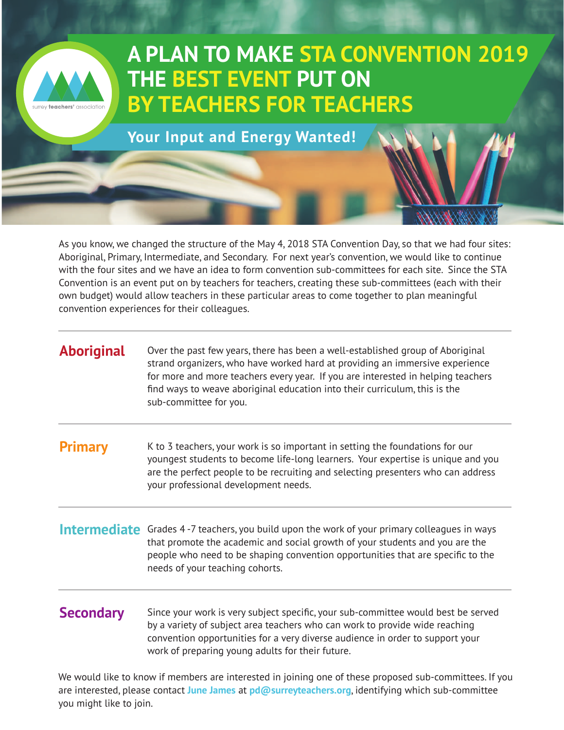# A PLAN TO MAKE STA CONVENTION 2019 THE BEST EVENT PUT ON BY TEACHERS FOR TEACHERS

## Your Input and Energy Wanted!

As you know, we changed the structure of the May 4, 2018 STA Convention Day, so that we had four sites: Aboriginal, Primary, Intermediate, and Secondary. For next year's convention, we would like to continue with the four sites and we have an idea to form convention sub-committees for each site. Since the STA Convention is an event put on by teachers for teachers, creating these sub-committees (each with their own budget) would allow teachers in these particular areas to come together to plan meaningful convention experiences for their colleagues.

---

### Aboriginal

Over the past few years, there has been a well-established group of Aboriginal strand organizers, who have worked hard at providing an immersive experience for more and more teachers every year. If you are interested in helping teachers find ways to weave aboriginal education into their curriculum, this is the sub-committee for you.

---

### Primary

K to 3 teachers, your work is so important in setting the foundations for our youngest students to become life-long learners. Your expertise is unique and you are the perfect people to be recruiting and selecting presenters who can address your professional development needs.

---

### Intermediate

Grades 4 -7 teachers, you build upon the work of your primary colleagues in ways that promote the academic and social growth of your students and you are the people who need to be shaping convention opportunities that are specific to the needs of your teaching cohorts.

---

### Secondary

Since your work is very subject specific, your sub-committee would best be served by a variety of subject area teachers who can work to provide wide reaching convention opportunities for a very diverse audience in order to support your work of preparing young adults for their future.

We would like to know if members are interested in joining one of these proposed sub-committees. If you are interested, please contact **June James** at **pd@surreyteachers.org**, identifying which sub-committee you might like to join.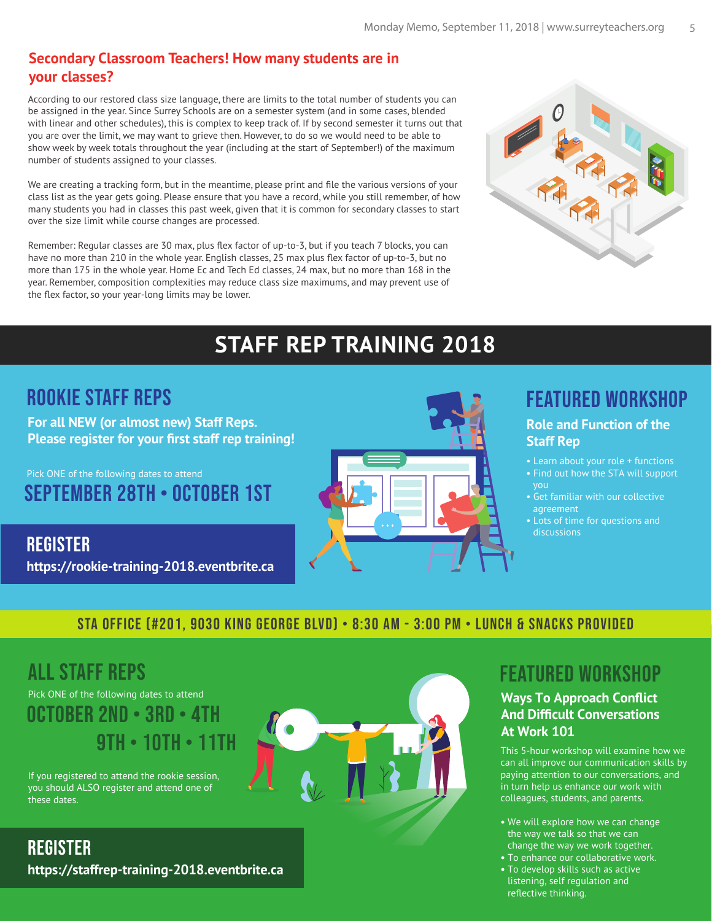## Secondary Classroom Teachers! How many students are in your classes?

According to our restored class size language, there are limits to the total number of students you can be assigned in the year. Since Surrey Schools are on a semester system (and in some cases, blended with linear and other schedules), this is complex to keep track of. If by second semester it turns out that you are over the limit, we may want to grieve then. However, to do so we would need to be able to show week by week totals throughout the year (including at the start of September!) of the maximum number of students assigned to your classes.

We are creating a tracking form, but in the meantime, please print and file the various versions of your class list as the year gets going. Please ensure that you have a record, while you still remember, of how many students you had in classes this past week, given that it is common for secondary classes to start over the size limit while course changes are processed.

Remember: Regular classes are 30 max, plus flex factor of up-to-3, but if you teach 7 blocks, you can have no more than 210 in the whole year. English classes, 25 max plus flex factor of up-to-3, but no more than 175 in the whole year. Home Ec and Tech Ed classes, 24 max, but no more than 168 in the year. Remember, composition complexities may reduce class size maximums, and may prevent use of the flex factor, so your year-long limits may be lower.

# STAFF REP TRAINING 2018

## ROOKIE STAFF REPS

**For all NEW (or almost new) Staff Reps. Please register for your first staff rep training!**

Pick ONE of the following dates to attend

**SEPTEMBER 28TH • OCTOBER 1ST**

### REGISTER

**https://rookie-training-2018.eventbrite.ca**

## FEATURED WORKSHOP

### Role and Function of the Staff Rep

- Learn about your role + functions
- Find out how the STA will support you
- Get familiar with our collective agreement
- Lots of time for questions and discussions

**STA OFFICE (#201, 9030 KING GEORGE BLVD) • 8:30 AM - 3:00 PM • LUNCH & SNACKS PROVIDED**

## ALL STAFF REPS

Pick ONE of the following dates to attend

**OCTOBER 2ND • 3RD • 4TH**
**9TH • 10TH • 11TH**

If you registered to attend the rookie session, you should ALSO register and attend one of these dates.

### REGISTER

**https://staffrep-training-2018.eventbrite.ca**

## FEATURED WORKSHOP

### Ways To Approach Conflict And Difficult Conversations At Work 101

This 5-hour workshop will examine how we can all improve our communication skills by paying attention to our conversations, and in turn help us enhance our work with colleagues, students, and parents.

- We will explore how we can change the way we talk so that we can change the way we work together.
- To enhance our collaborative work.
- To develop skills such as active listening, self regulation and reflective thinking.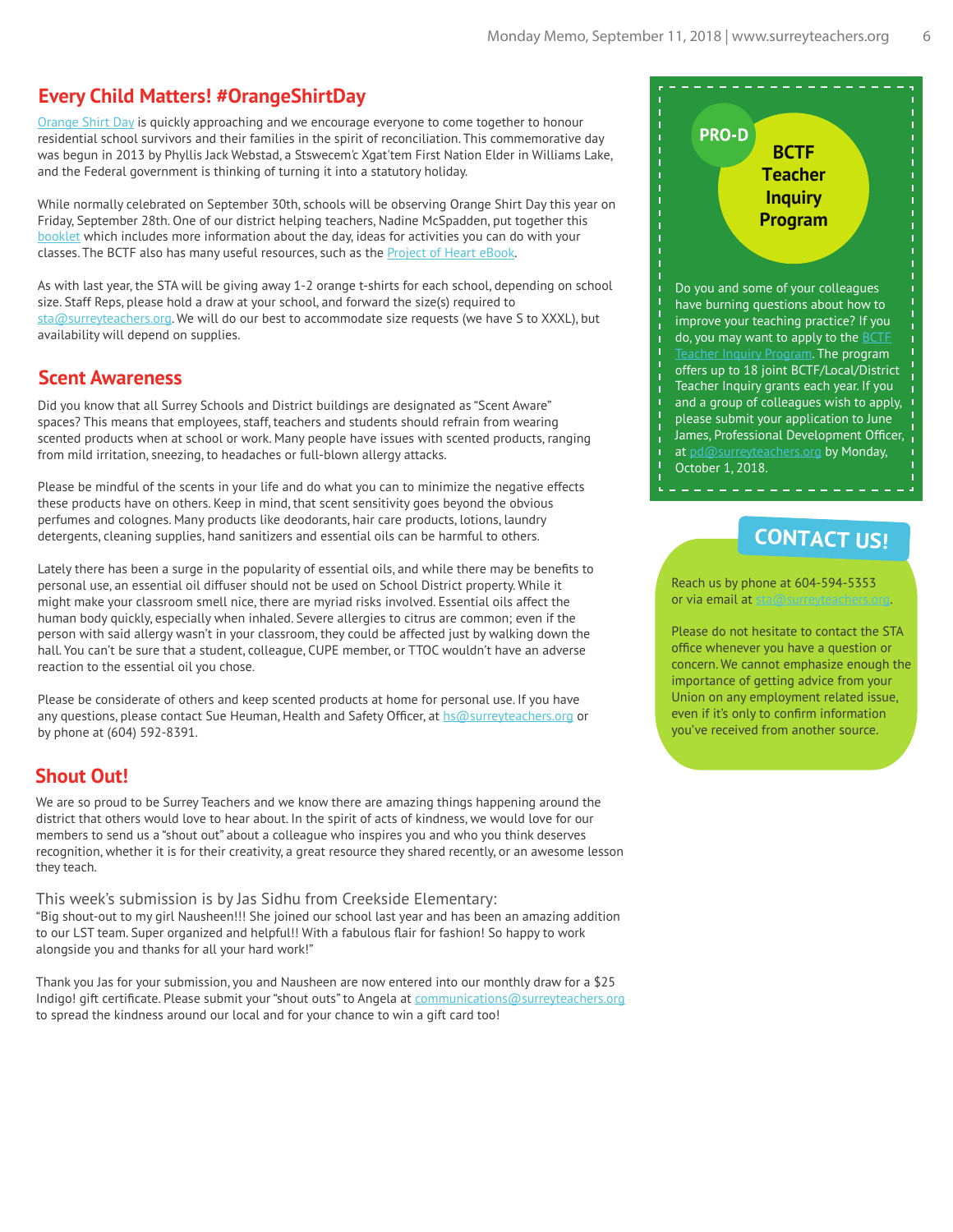## Every Child Matters! #OrangeShirtDay

Orange Shirt Day is quickly approaching and we encourage everyone to come together to honour residential school survivors and their families in the spirit of reconciliation. This commemorative day was begun in 2013 by Phyllis Jack Webstad, a Stswecem'c Xgat'tem First Nation Elder in Williams Lake, and the Federal government is thinking of turning it into a statutory holiday.

While normally celebrated on September 30th, schools will be observing Orange Shirt Day this year on Friday, September 28th. One of our district helping teachers, Nadine McSpadden, put together this booklet which includes more information about the day, ideas for activities you can do with your classes. The BCTF also has many useful resources, such as the Project of Heart eBook.

As with last year, the STA will be giving away 1-2 orange t-shirts for each school, depending on school size. Staff Reps, please hold a draw at your school, and forward the size(s) required to sta@surreyteachers.org. We will do our best to accommodate size requests (we have S to XXXL), but availability will depend on supplies.

## Scent Awareness

Did you know that all Surrey Schools and District buildings are designated as "Scent Aware" spaces? This means that employees, staff, teachers and students should refrain from wearing scented products when at school or work. Many people have issues with scented products, ranging from mild irritation, sneezing, to headaches or full-blown allergy attacks.

Please be mindful of the scents in your life and do what you can to minimize the negative effects these products have on others. Keep in mind, that scent sensitivity goes beyond the obvious perfumes and colognes. Many products like deodorants, hair care products, lotions, laundry detergents, cleaning supplies, hand sanitizers and essential oils can be harmful to others.

Lately there has been a surge in the popularity of essential oils, and while there may be benefits to personal use, an essential oil diffuser should not be used on School District property. While it might make your classroom smell nice, there are myriad risks involved. Essential oils affect the human body quickly, especially when inhaled. Severe allergies to citrus are common; even if the person with said allergy wasn't in your classroom, they could be affected just by walking down the hall. You can't be sure that a student, colleague, CUPE member, or TTOC wouldn't have an adverse reaction to the essential oil you chose.

Please be considerate of others and keep scented products at home for personal use. If you have any questions, please contact Sue Heuman, Health and Safety Officer, at hs@surreyteachers.org or by phone at (604) 592-8391.

## Shout Out!

We are so proud to be Surrey Teachers and we know there are amazing things happening around the district that others would love to hear about. In the spirit of acts of kindness, we would love for our members to send us a "shout out" about a colleague who inspires you and who you think deserves recognition, whether it is for their creativity, a great resource they shared recently, or an awesome lesson they teach.

This week's submission is by Jas Sidhu from Creekside Elementary:

"Big shout-out to my girl Nausheen!!! She joined our school last year and has been an amazing addition to our LST team. Super organized and helpful!! With a fabulous flair for fashion! So happy to work alongside you and thanks for all your hard work!"

Thank you Jas for your submission, you and Nausheen are now entered into our monthly draw for a $25 Indigo! gift certificate. Please submit your "shout outs" to Angela at communications@surreyteachers.org to spread the kindness around our local and for your chance to win a gift card too!

## PRO-D

### BCTF Teacher Inquiry Program

Do you and some of your colleagues have burning questions about how to improve your teaching practice? If you do, you may want to apply to the BCTF Teacher Inquiry Program. The program offers up to 18 joint BCTF/Local/District Teacher Inquiry grants each year. If you and a group of colleagues wish to apply, please submit your application to June James, Professional Development Officer, at pd@surreyteachers.org by Monday, October 1, 2018.

## CONTACT US!

Reach us by phone at 604-594-5353 or via email at sta@surreyteachers.org.

Please do not hesitate to contact the STA office whenever you have a question or concern. We cannot emphasize enough the importance of getting advice from your Union on any employment related issue, even if it's only to confirm information you've received from another source.